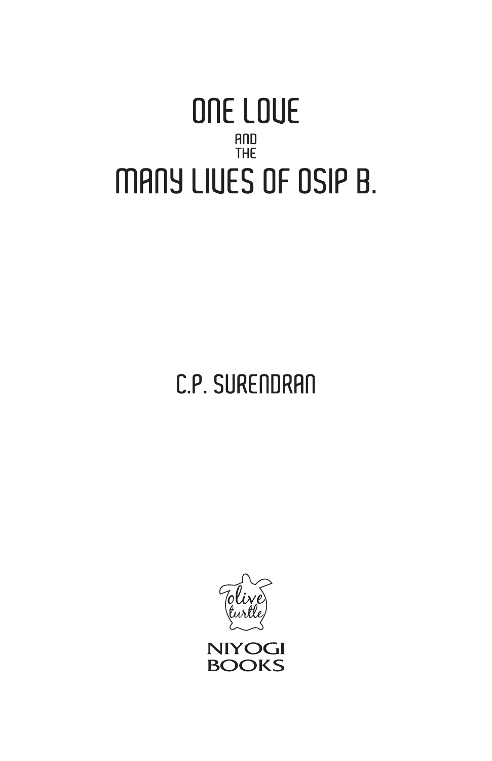# ONE LOVE AND THE MANY LIVES OF OSIP B.

C.P. SURENDRAN

olive turtle

NIYOGI BOOKS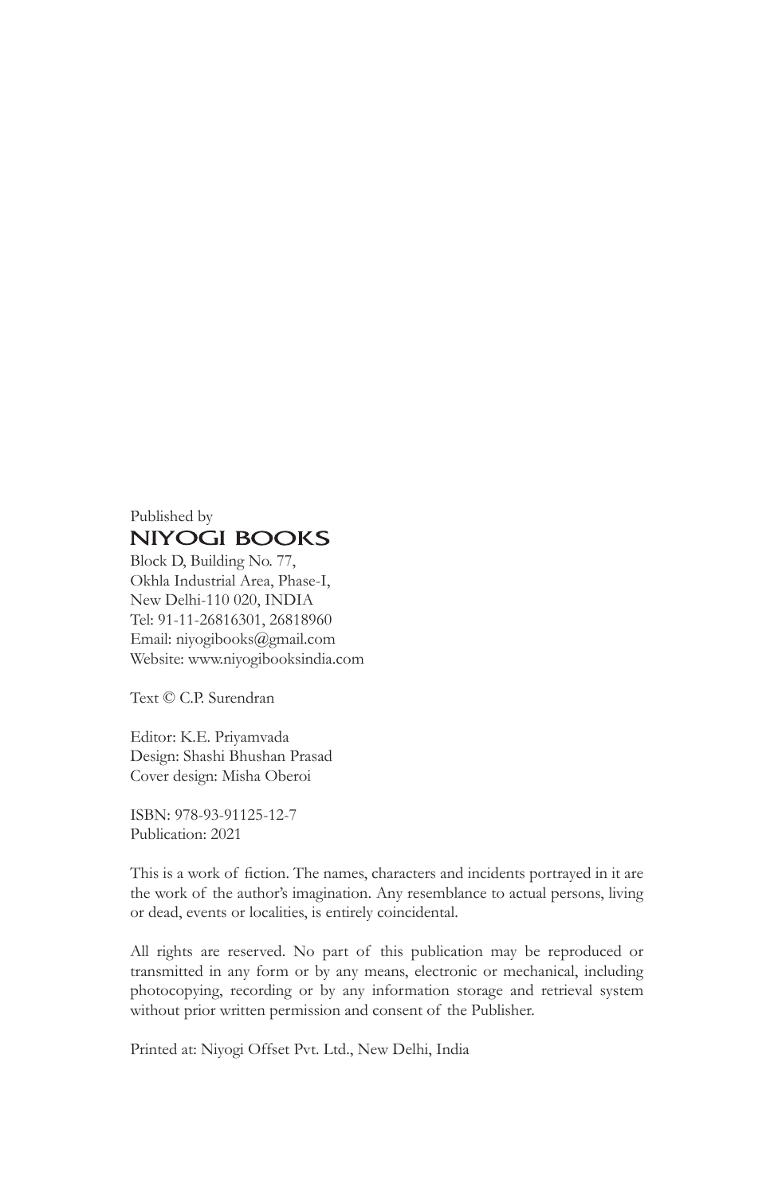Published by

NIYOGI BOOKS

Block D, Building No. 77,
Okhla Industrial Area, Phase-I,
New Delhi-110 020, INDIA
Tel: 91-11-26816301, 26818960
Email: niyogibooks@gmail.com
Website: www.niyogibooksindia.com

Text © C.P. Surendran

Editor: K.E. Priyamvada
Design: Shashi Bhushan Prasad
Cover design: Misha Oberoi

ISBN: 978-93-91125-12-7
Publication: 2021

This is a work of fiction. The names, characters and incidents portrayed in it are the work of the author's imagination. Any resemblance to actual persons, living or dead, events or localities, is entirely coincidental.

All rights are reserved. No part of this publication may be reproduced or transmitted in any form or by any means, electronic or mechanical, including photocopying, recording or by any information storage and retrieval system without prior written permission and consent of the Publisher.

Printed at: Niyogi Offset Pvt. Ltd., New Delhi, India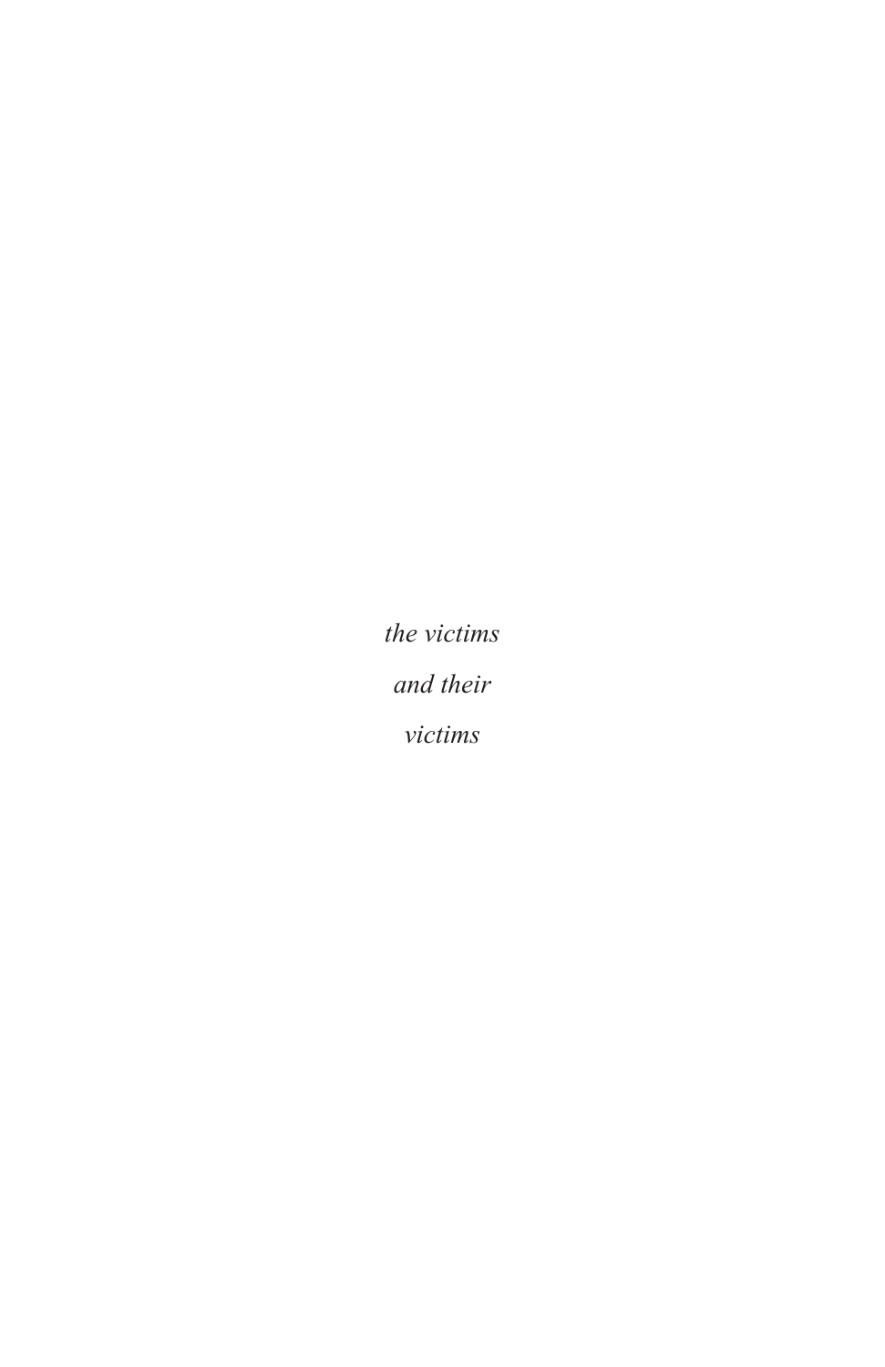*the victims*

*and their*

*victims*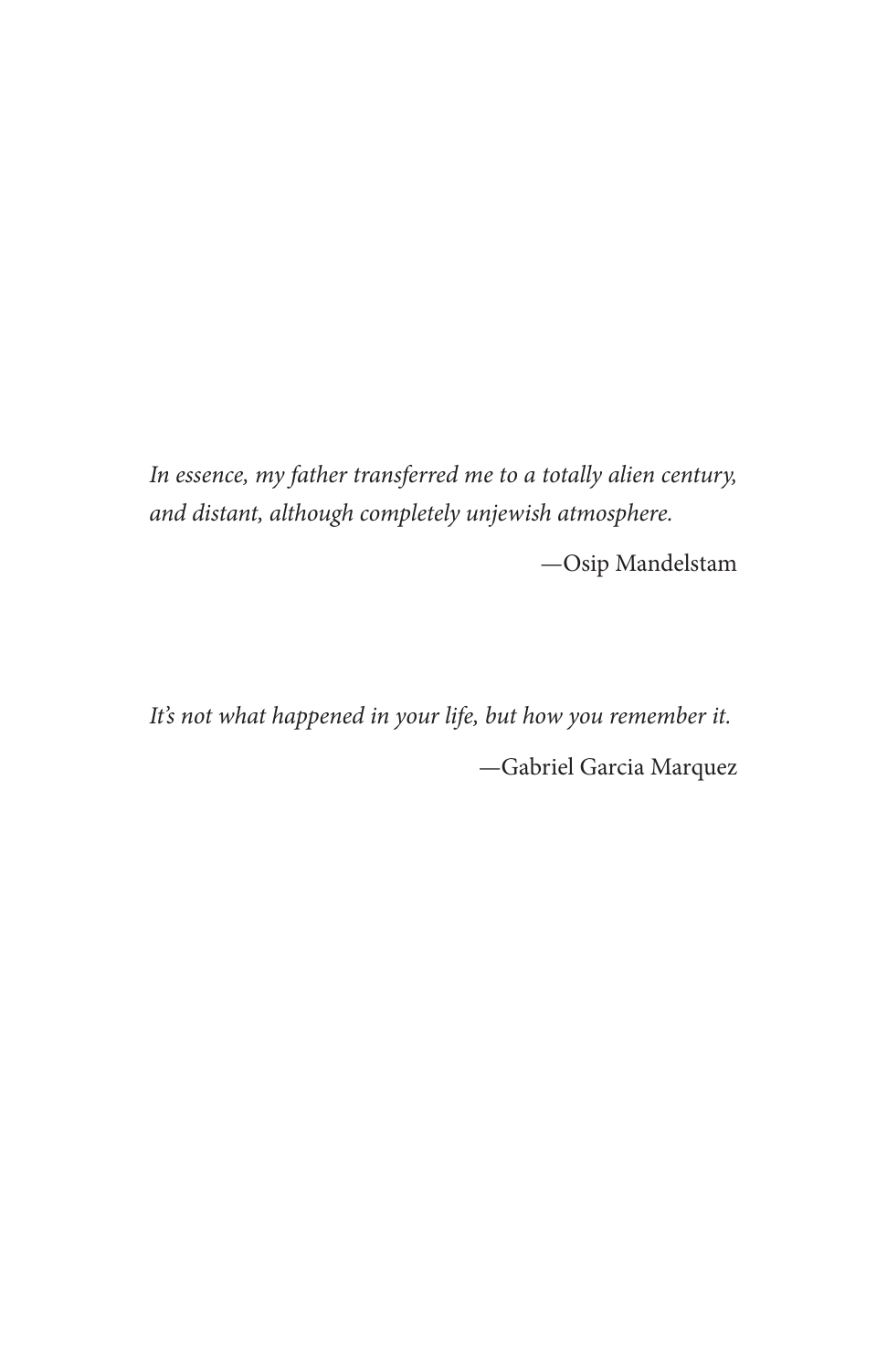*In essence, my father transferred me to a totally alien century, and distant, although completely unjewish atmosphere.*

—Osip Mandelstam

*It's not what happened in your life, but how you remember it.*

—Gabriel Garcia Marquez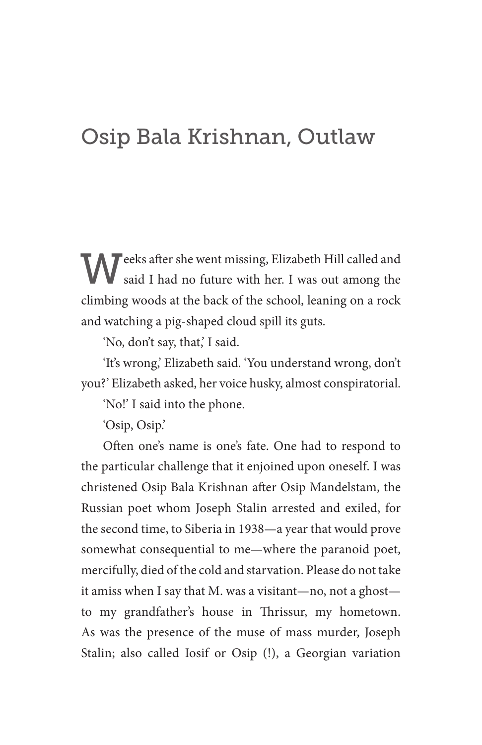# Osip Bala Krishnan, Outlaw

Weeks after she went missing, Elizabeth Hill called and said I had no future with her. I was out among the climbing woods at the back of the school, leaning on a rock and watching a pig-shaped cloud spill its guts.

'No, don't say, that,' I said.

'It's wrong,' Elizabeth said. 'You understand wrong, don't you?' Elizabeth asked, her voice husky, almost conspiratorial.

'No!' I said into the phone.

'Osip, Osip.'

Often one's name is one's fate. One had to respond to the particular challenge that it enjoined upon oneself. I was christened Osip Bala Krishnan after Osip Mandelstam, the Russian poet whom Joseph Stalin arrested and exiled, for the second time, to Siberia in 1938—a year that would prove somewhat consequential to me—where the paranoid poet, mercifully, died of the cold and starvation. Please do not take it amiss when I say that M. was a visitant—no, not a ghost—to my grandfather's house in Thrissur, my hometown. As was the presence of the muse of mass murder, Joseph Stalin; also called Iosif or Osip (!), a Georgian variation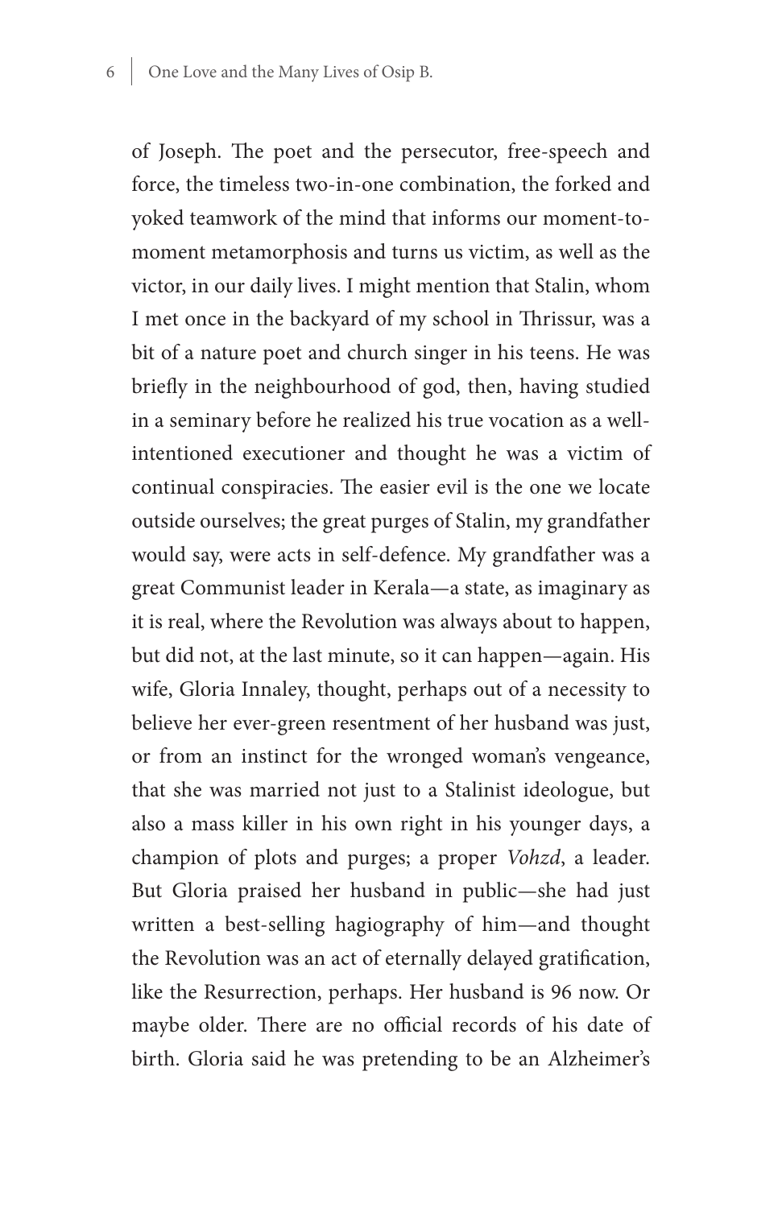of Joseph. The poet and the persecutor, free-speech and force, the timeless two-in-one combination, the forked and yoked teamwork of the mind that informs our moment-to-moment metamorphosis and turns us victim, as well as the victor, in our daily lives. I might mention that Stalin, whom I met once in the backyard of my school in Thrissur, was a bit of a nature poet and church singer in his teens. He was briefly in the neighbourhood of god, then, having studied in a seminary before he realized his true vocation as a well-intentioned executioner and thought he was a victim of continual conspiracies. The easier evil is the one we locate outside ourselves; the great purges of Stalin, my grandfather would say, were acts in self-defence. My grandfather was a great Communist leader in Kerala—a state, as imaginary as it is real, where the Revolution was always about to happen, but did not, at the last minute, so it can happen—again. His wife, Gloria Innaley, thought, perhaps out of a necessity to believe her ever-green resentment of her husband was just, or from an instinct for the wronged woman's vengeance, that she was married not just to a Stalinist ideologue, but also a mass killer in his own right in his younger days, a champion of plots and purges; a proper *Vohzd*, a leader. But Gloria praised her husband in public—she had just written a best-selling hagiography of him—and thought the Revolution was an act of eternally delayed gratification, like the Resurrection, perhaps. Her husband is 96 now. Or maybe older. There are no official records of his date of birth. Gloria said he was pretending to be an Alzheimer's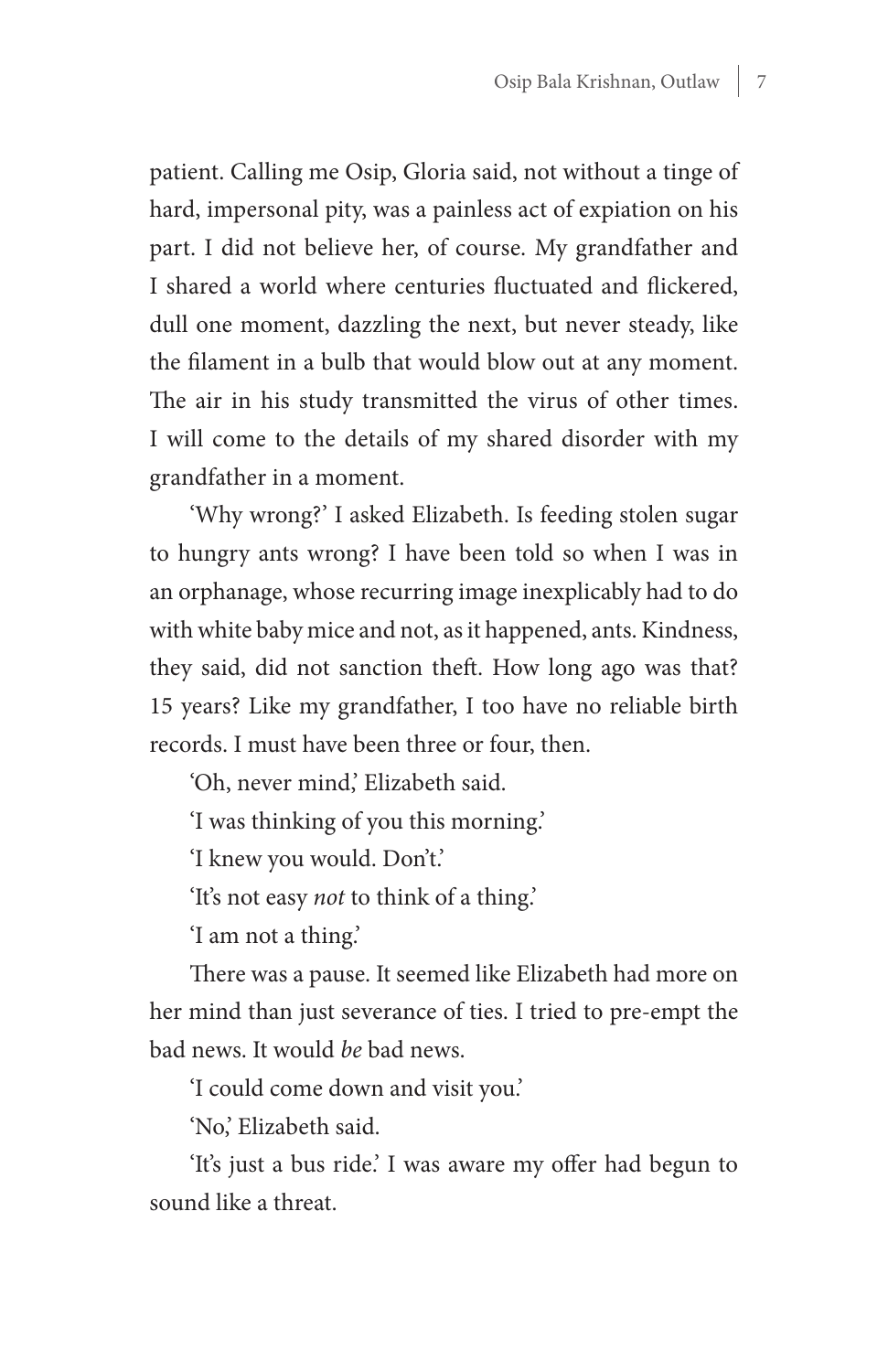patient. Calling me Osip, Gloria said, not without a tinge of hard, impersonal pity, was a painless act of expiation on his part. I did not believe her, of course. My grandfather and I shared a world where centuries fluctuated and flickered, dull one moment, dazzling the next, but never steady, like the filament in a bulb that would blow out at any moment. The air in his study transmitted the virus of other times. I will come to the details of my shared disorder with my grandfather in a moment.

'Why wrong?' I asked Elizabeth. Is feeding stolen sugar to hungry ants wrong? I have been told so when I was in an orphanage, whose recurring image inexplicably had to do with white baby mice and not, as it happened, ants. Kindness, they said, did not sanction theft. How long ago was that? 15 years? Like my grandfather, I too have no reliable birth records. I must have been three or four, then.

'Oh, never mind,' Elizabeth said.

'I was thinking of you this morning.'

'I knew you would. Don't.'

'It's not easy *not* to think of a thing.'

'I am not a thing.'

There was a pause. It seemed like Elizabeth had more on her mind than just severance of ties. I tried to pre-empt the bad news. It would *be* bad news.

'I could come down and visit you.'

'No,' Elizabeth said.

'It's just a bus ride.' I was aware my offer had begun to sound like a threat.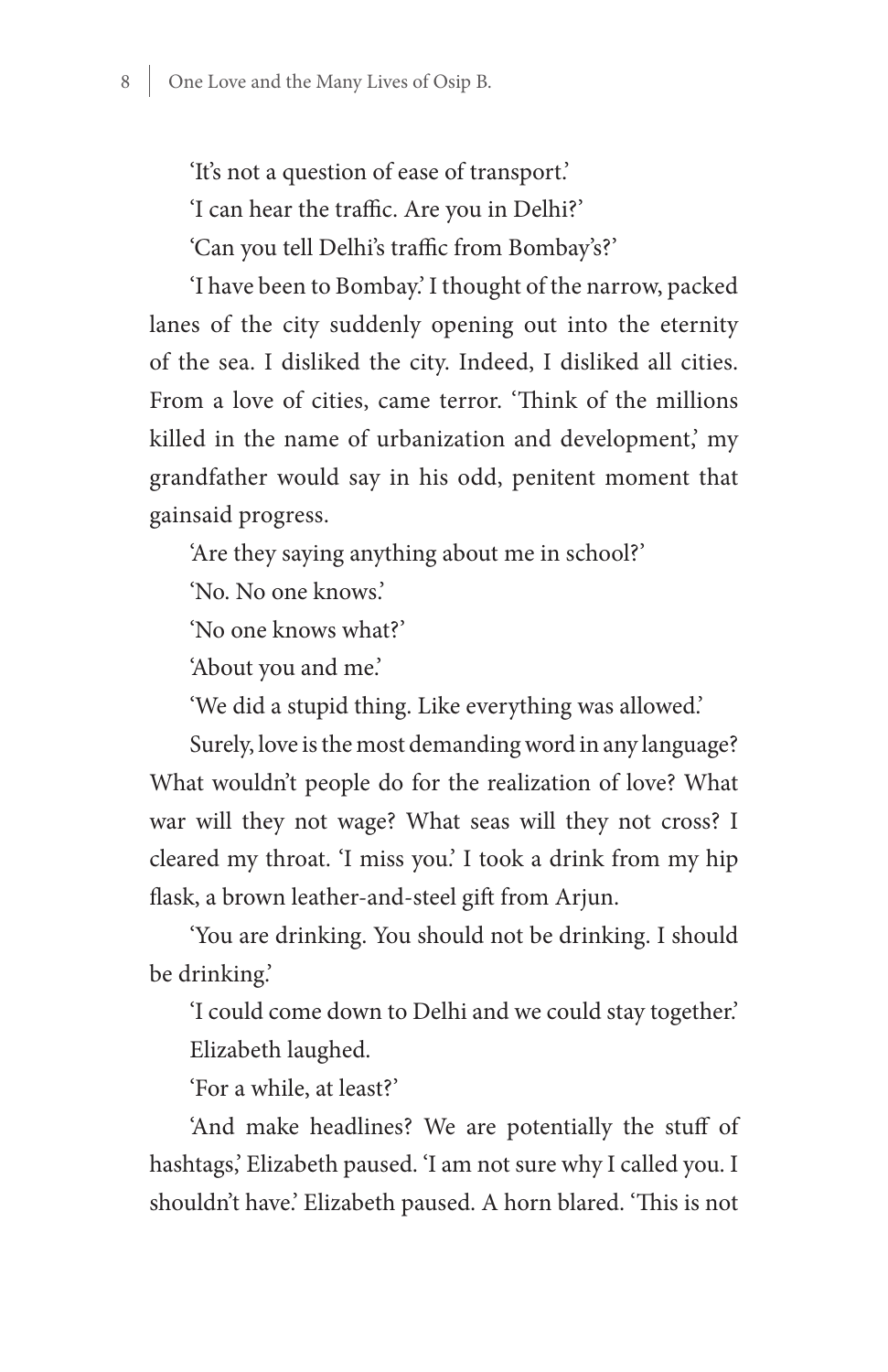'It's not a question of ease of transport.'

'I can hear the traffic. Are you in Delhi?'

'Can you tell Delhi's traffic from Bombay's?'

'I have been to Bombay.' I thought of the narrow, packed lanes of the city suddenly opening out into the eternity of the sea. I disliked the city. Indeed, I disliked all cities. From a love of cities, came terror. 'Think of the millions killed in the name of urbanization and development,' my grandfather would say in his odd, penitent moment that gainsaid progress.

'Are they saying anything about me in school?'

'No. No one knows.'

'No one knows what?'

'About you and me.'

'We did a stupid thing. Like everything was allowed.'

Surely, love is the most demanding word in any language? What wouldn't people do for the realization of love? What war will they not wage? What seas will they not cross? I cleared my throat. 'I miss you.' I took a drink from my hip flask, a brown leather-and-steel gift from Arjun.

'You are drinking. You should not be drinking. I should be drinking.'

'I could come down to Delhi and we could stay together.'

Elizabeth laughed.

'For a while, at least?'

'And make headlines? We are potentially the stuff of hashtags,' Elizabeth paused. 'I am not sure why I called you. I shouldn't have.' Elizabeth paused. A horn blared. 'This is not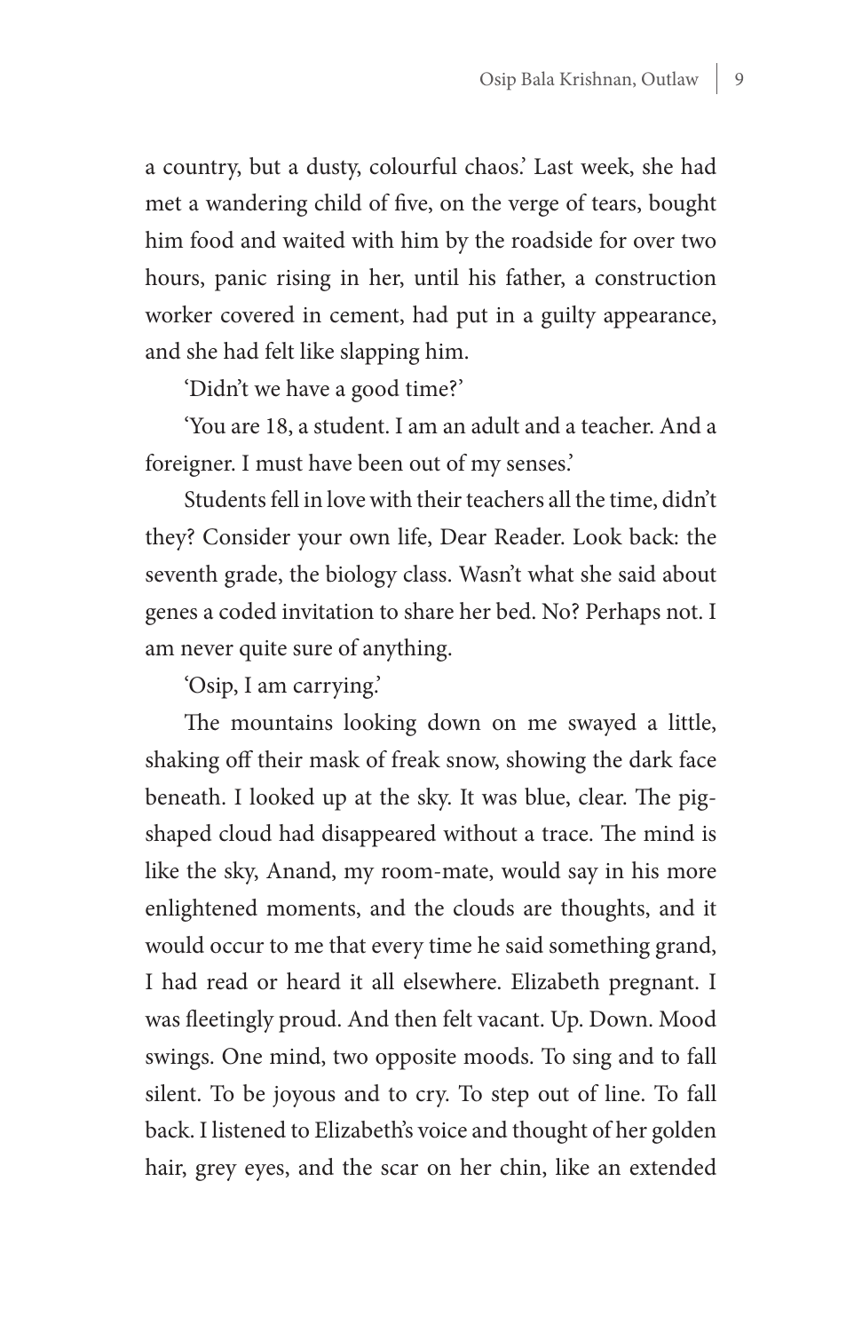a country, but a dusty, colourful chaos.' Last week, she had met a wandering child of five, on the verge of tears, bought him food and waited with him by the roadside for over two hours, panic rising in her, until his father, a construction worker covered in cement, had put in a guilty appearance, and she had felt like slapping him.

'Didn't we have a good time?'

'You are 18, a student. I am an adult and a teacher. And a foreigner. I must have been out of my senses.'

Students fell in love with their teachers all the time, didn't they? Consider your own life, Dear Reader. Look back: the seventh grade, the biology class. Wasn't what she said about genes a coded invitation to share her bed. No? Perhaps not. I am never quite sure of anything.

'Osip, I am carrying.'

The mountains looking down on me swayed a little, shaking off their mask of freak snow, showing the dark face beneath. I looked up at the sky. It was blue, clear. The pig-shaped cloud had disappeared without a trace. The mind is like the sky, Anand, my room-mate, would say in his more enlightened moments, and the clouds are thoughts, and it would occur to me that every time he said something grand, I had read or heard it all elsewhere. Elizabeth pregnant. I was fleetingly proud. And then felt vacant. Up. Down. Mood swings. One mind, two opposite moods. To sing and to fall silent. To be joyous and to cry. To step out of line. To fall back. I listened to Elizabeth's voice and thought of her golden hair, grey eyes, and the scar on her chin, like an extended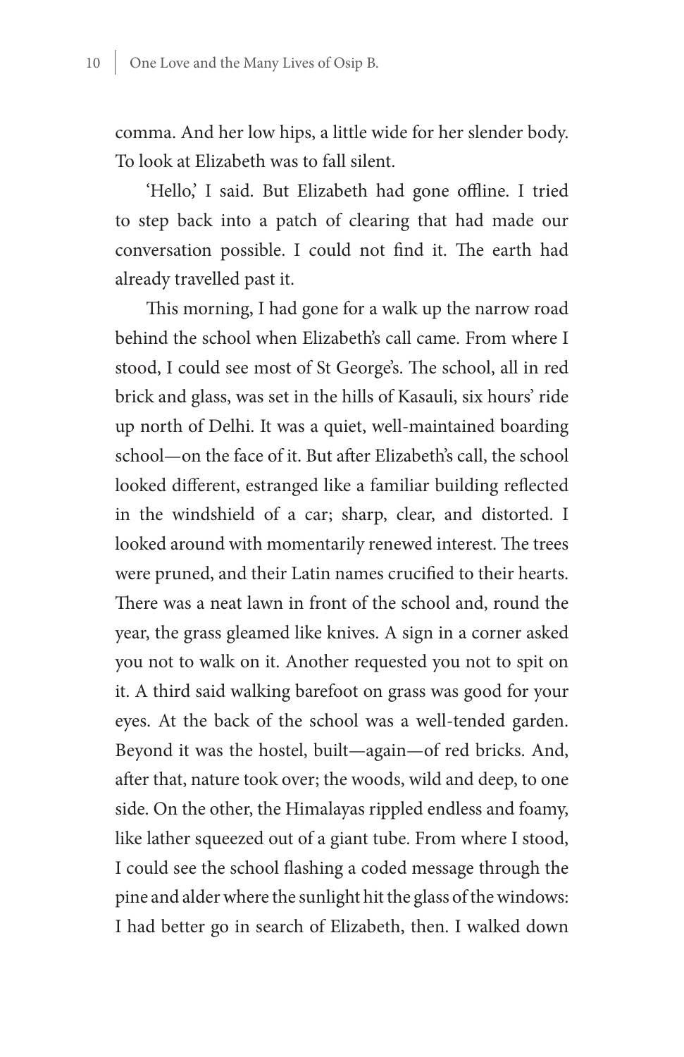comma. And her low hips, a little wide for her slender body. To look at Elizabeth was to fall silent.

'Hello,' I said. But Elizabeth had gone offline. I tried to step back into a patch of clearing that had made our conversation possible. I could not find it. The earth had already travelled past it.

This morning, I had gone for a walk up the narrow road behind the school when Elizabeth's call came. From where I stood, I could see most of St George's. The school, all in red brick and glass, was set in the hills of Kasauli, six hours' ride up north of Delhi. It was a quiet, well-maintained boarding school—on the face of it. But after Elizabeth's call, the school looked different, estranged like a familiar building reflected in the windshield of a car; sharp, clear, and distorted. I looked around with momentarily renewed interest. The trees were pruned, and their Latin names crucified to their hearts. There was a neat lawn in front of the school and, round the year, the grass gleamed like knives. A sign in a corner asked you not to walk on it. Another requested you not to spit on it. A third said walking barefoot on grass was good for your eyes. At the back of the school was a well-tended garden. Beyond it was the hostel, built—again—of red bricks. And, after that, nature took over; the woods, wild and deep, to one side. On the other, the Himalayas rippled endless and foamy, like lather squeezed out of a giant tube. From where I stood, I could see the school flashing a coded message through the pine and alder where the sunlight hit the glass of the windows: I had better go in search of Elizabeth, then. I walked down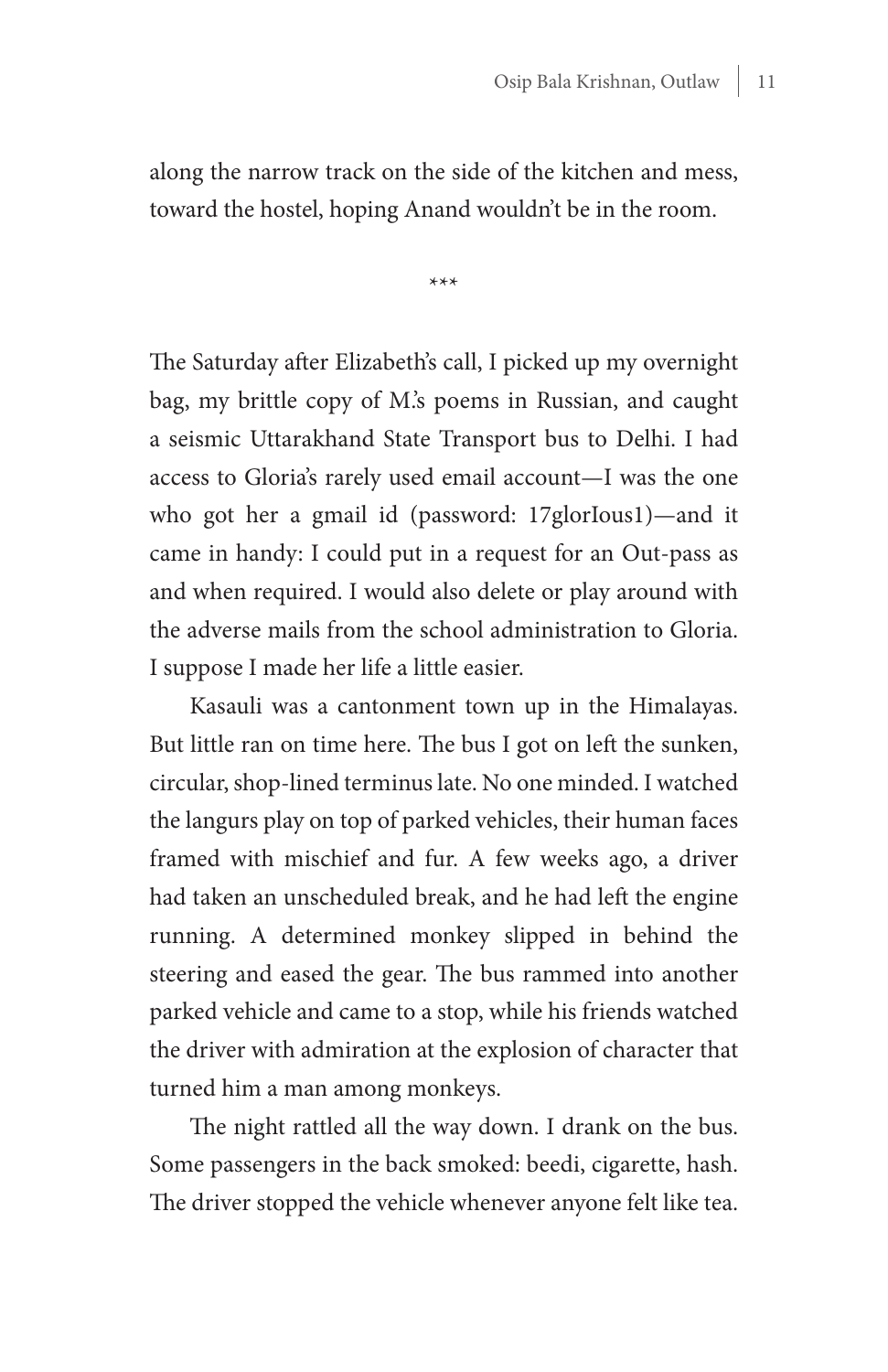along the narrow track on the side of the kitchen and mess, toward the hostel, hoping Anand wouldn't be in the room.

\*\*\*

The Saturday after Elizabeth's call, I picked up my overnight bag, my brittle copy of M.'s poems in Russian, and caught a seismic Uttarakhand State Transport bus to Delhi. I had access to Gloria's rarely used email account—I was the one who got her a gmail id (password: 17glorIous1)—and it came in handy: I could put in a request for an Out-pass as and when required. I would also delete or play around with the adverse mails from the school administration to Gloria. I suppose I made her life a little easier.

Kasauli was a cantonment town up in the Himalayas. But little ran on time here. The bus I got on left the sunken, circular, shop-lined terminus late. No one minded. I watched the langurs play on top of parked vehicles, their human faces framed with mischief and fur. A few weeks ago, a driver had taken an unscheduled break, and he had left the engine running. A determined monkey slipped in behind the steering and eased the gear. The bus rammed into another parked vehicle and came to a stop, while his friends watched the driver with admiration at the explosion of character that turned him a man among monkeys.

The night rattled all the way down. I drank on the bus. Some passengers in the back smoked: beedi, cigarette, hash. The driver stopped the vehicle whenever anyone felt like tea.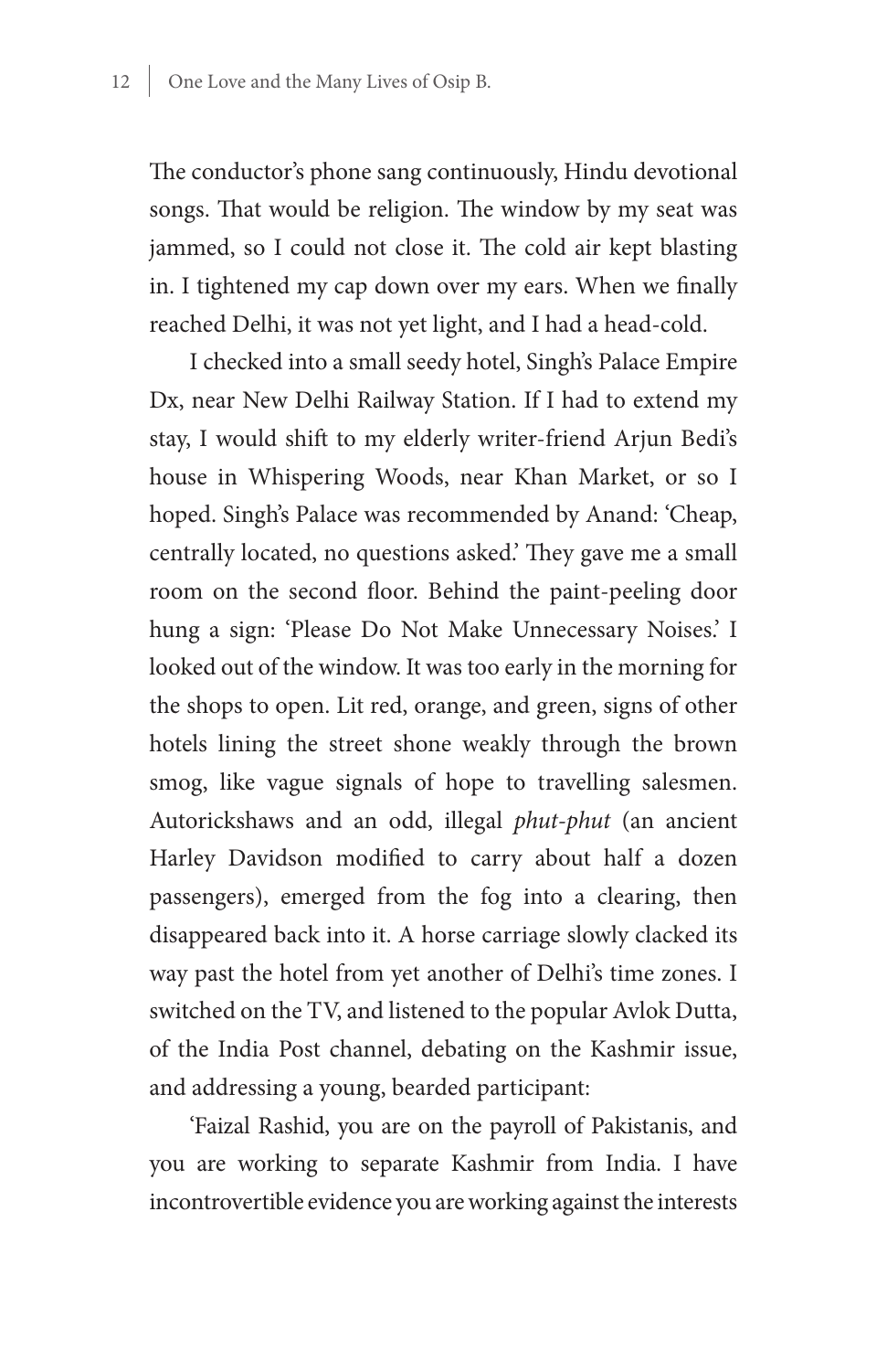The conductor's phone sang continuously, Hindu devotional songs. That would be religion. The window by my seat was jammed, so I could not close it. The cold air kept blasting in. I tightened my cap down over my ears. When we finally reached Delhi, it was not yet light, and I had a head-cold.

I checked into a small seedy hotel, Singh's Palace Empire Dx, near New Delhi Railway Station. If I had to extend my stay, I would shift to my elderly writer-friend Arjun Bedi's house in Whispering Woods, near Khan Market, or so I hoped. Singh's Palace was recommended by Anand: 'Cheap, centrally located, no questions asked.' They gave me a small room on the second floor. Behind the paint-peeling door hung a sign: 'Please Do Not Make Unnecessary Noises.' I looked out of the window. It was too early in the morning for the shops to open. Lit red, orange, and green, signs of other hotels lining the street shone weakly through the brown smog, like vague signals of hope to travelling salesmen. Autorickshaws and an odd, illegal *phut-phut* (an ancient Harley Davidson modified to carry about half a dozen passengers), emerged from the fog into a clearing, then disappeared back into it. A horse carriage slowly clacked its way past the hotel from yet another of Delhi's time zones. I switched on the TV, and listened to the popular Avlok Dutta, of the India Post channel, debating on the Kashmir issue, and addressing a young, bearded participant:

'Faizal Rashid, you are on the payroll of Pakistanis, and you are working to separate Kashmir from India. I have incontrovertible evidence you are working against the interests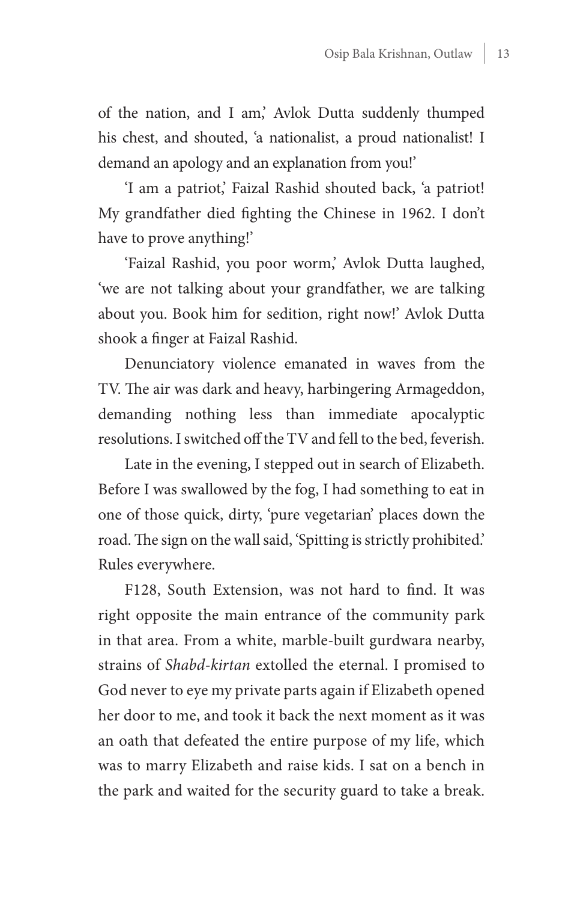of the nation, and I am,' Avlok Dutta suddenly thumped his chest, and shouted, 'a nationalist, a proud nationalist! I demand an apology and an explanation from you!'

'I am a patriot,' Faizal Rashid shouted back, 'a patriot! My grandfather died fighting the Chinese in 1962. I don't have to prove anything!'

'Faizal Rashid, you poor worm,' Avlok Dutta laughed, 'we are not talking about your grandfather, we are talking about you. Book him for sedition, right now!' Avlok Dutta shook a finger at Faizal Rashid.

Denunciatory violence emanated in waves from the TV. The air was dark and heavy, harbingering Armageddon, demanding nothing less than immediate apocalyptic resolutions. I switched off the TV and fell to the bed, feverish.

Late in the evening, I stepped out in search of Elizabeth. Before I was swallowed by the fog, I had something to eat in one of those quick, dirty, 'pure vegetarian' places down the road. The sign on the wall said, 'Spitting is strictly prohibited.' Rules everywhere.

F128, South Extension, was not hard to find. It was right opposite the main entrance of the community park in that area. From a white, marble-built gurdwara nearby, strains of *Shabd-kirtan* extolled the eternal. I promised to God never to eye my private parts again if Elizabeth opened her door to me, and took it back the next moment as it was an oath that defeated the entire purpose of my life, which was to marry Elizabeth and raise kids. I sat on a bench in the park and waited for the security guard to take a break.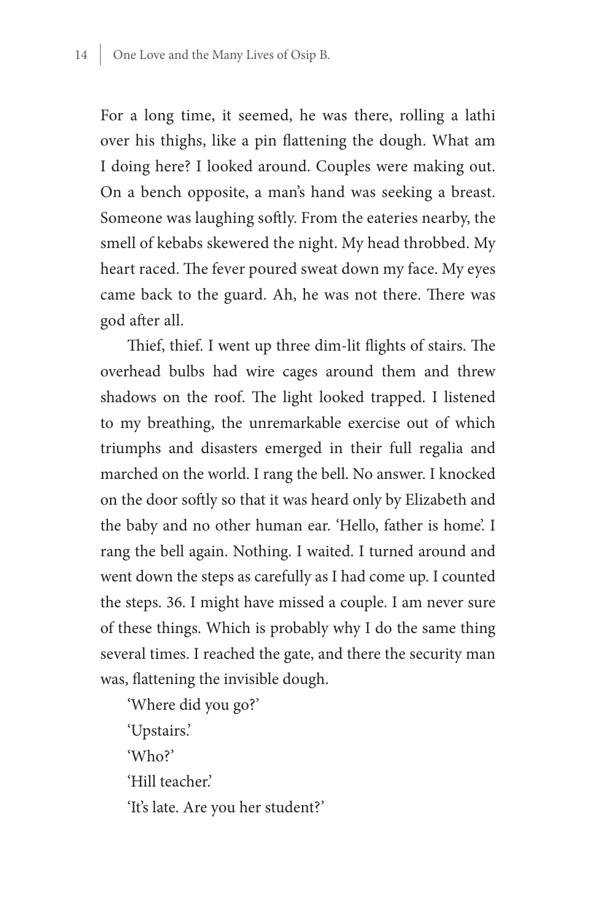For a long time, it seemed, he was there, rolling a lathi over his thighs, like a pin flattening the dough. What am I doing here? I looked around. Couples were making out. On a bench opposite, a man's hand was seeking a breast. Someone was laughing softly. From the eateries nearby, the smell of kebabs skewered the night. My head throbbed. My heart raced. The fever poured sweat down my face. My eyes came back to the guard. Ah, he was not there. There was god after all.

Thief, thief. I went up three dim-lit flights of stairs. The overhead bulbs had wire cages around them and threw shadows on the roof. The light looked trapped. I listened to my breathing, the unremarkable exercise out of which triumphs and disasters emerged in their full regalia and marched on the world. I rang the bell. No answer. I knocked on the door softly so that it was heard only by Elizabeth and the baby and no other human ear. 'Hello, father is home'. I rang the bell again. Nothing. I waited. I turned around and went down the steps as carefully as I had come up. I counted the steps. 36. I might have missed a couple. I am never sure of these things. Which is probably why I do the same thing several times. I reached the gate, and there the security man was, flattening the invisible dough.

'Where did you go?'

'Upstairs.'

'Who?'

'Hill teacher.'

'It's late. Are you her student?'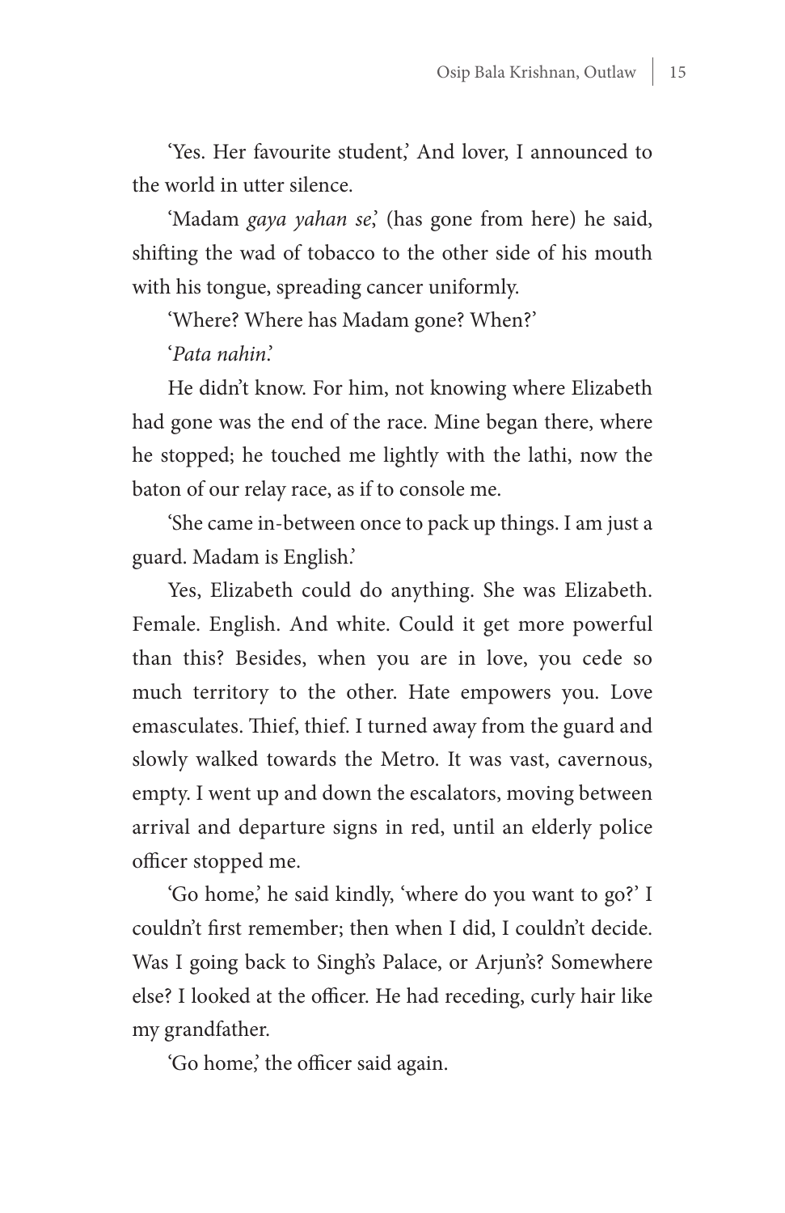'Yes. Her favourite student,' And lover, I announced to the world in utter silence.

'Madam *gaya yahan se*,' (has gone from here) he said, shifting the wad of tobacco to the other side of his mouth with his tongue, spreading cancer uniformly.

'Where? Where has Madam gone? When?'

'*Pata nahin*.'

He didn't know. For him, not knowing where Elizabeth had gone was the end of the race. Mine began there, where he stopped; he touched me lightly with the lathi, now the baton of our relay race, as if to console me.

'She came in-between once to pack up things. I am just a guard. Madam is English.'

Yes, Elizabeth could do anything. She was Elizabeth. Female. English. And white. Could it get more powerful than this? Besides, when you are in love, you cede so much territory to the other. Hate empowers you. Love emasculates. Thief, thief. I turned away from the guard and slowly walked towards the Metro. It was vast, cavernous, empty. I went up and down the escalators, moving between arrival and departure signs in red, until an elderly police officer stopped me.

'Go home,' he said kindly, 'where do you want to go?' I couldn't first remember; then when I did, I couldn't decide. Was I going back to Singh's Palace, or Arjun's? Somewhere else? I looked at the officer. He had receding, curly hair like my grandfather.

'Go home,' the officer said again.